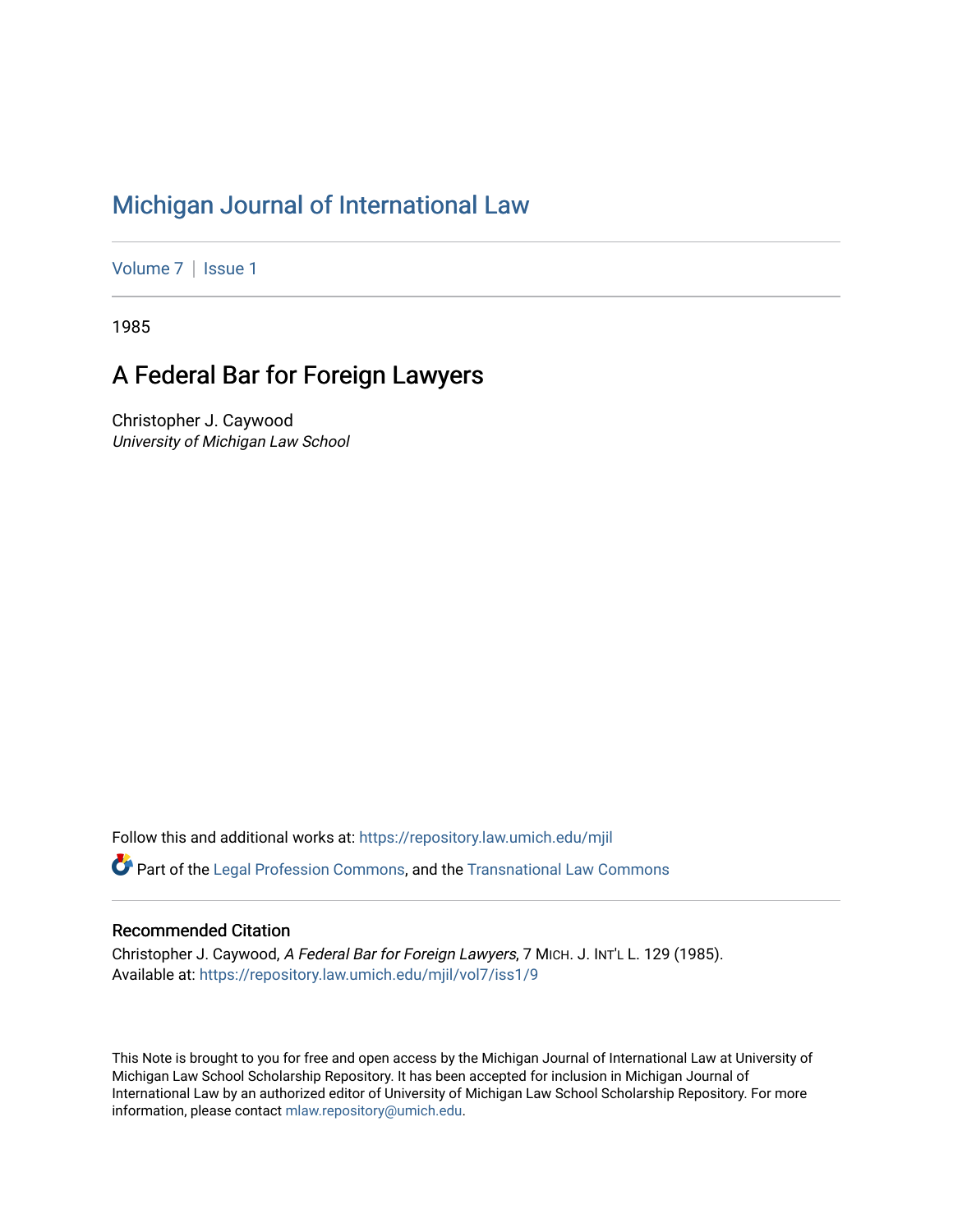# Michigan Journal of International Law

Volume 7 | Issue 1

1985

## A Federal Bar for Foreign Lawyers

Christopher J. Caywood
*University of Michigan Law School*

Follow this and additional works at: https://repository.law.umich.edu/mjil

Part of the Legal Profession Commons, and the Transnational Law Commons

### Recommended Citation

Christopher J. Caywood, *A Federal Bar for Foreign Lawyers*, 7 MICH. J. INT'L L. 129 (1985).
Available at: https://repository.law.umich.edu/mjil/vol7/iss1/9

This Note is brought to you for free and open access by the Michigan Journal of International Law at University of Michigan Law School Scholarship Repository. It has been accepted for inclusion in Michigan Journal of International Law by an authorized editor of University of Michigan Law School Scholarship Repository. For more information, please contact mlaw.repository@umich.edu.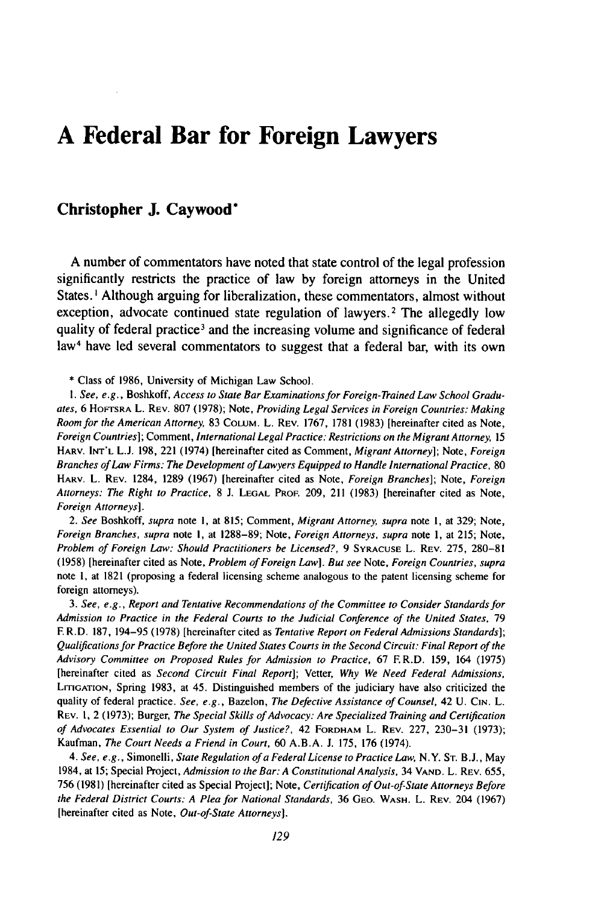# A Federal Bar for Foreign Lawyers

## Christopher J. Caywood*

A number of commentators have noted that state control of the legal profession significantly restricts the practice of law by foreign attorneys in the United States.[1] Although arguing for liberalization, these commentators, almost without exception, advocate continued state regulation of lawyers.[2] The allegedly low quality of federal practice[3] and the increasing volume and significance of federal law[4] have led several commentators to suggest that a federal bar, with its own

---

\* Class of 1986, University of Michigan Law School.

1. *See, e.g.*, Boshkoff, *Access to State Bar Examinations for Foreign-Trained Law School Graduates*, 6 HOFSTRA L. REV. 807 (1978); Note, *Providing Legal Services in Foreign Countries: Making Room for the American Attorney*, 83 COLUM. L. REV. 1767, 1781 (1983) [hereinafter cited as Note, *Foreign Countries*]; Comment, *International Legal Practice: Restrictions on the Migrant Attorney*, 15 HARV. INT'L L.J. 198, 221 (1974) [hereinafter cited as Comment, *Migrant Attorney*]; Note, *Foreign Branches of Law Firms: The Development of Lawyers Equipped to Handle International Practice*, 80 HARV. L. REV. 1284, 1289 (1967) [hereinafter cited as Note, *Foreign Branches*]; Note, *Foreign Attorneys: The Right to Practice*, 8 J. LEGAL PROF. 209, 211 (1983) [hereinafter cited as Note, *Foreign Attorneys*].

2. *See* Boshkoff, *supra* note 1, at 815; Comment, *Migrant Attorney*, *supra* note 1, at 329; Note, *Foreign Branches*, *supra* note 1, at 1288–89; Note, *Foreign Attorneys*, *supra* note 1, at 215; Note, *Problem of Foreign Law: Should Practitioners be Licensed?*, 9 SYRACUSE L. REV. 275, 280–81 (1958) [hereinafter cited as Note, *Problem of Foreign Law*]. *But see* Note, *Foreign Countries*, *supra* note 1, at 1821 (proposing a federal licensing scheme analogous to the patent licensing scheme for foreign attorneys).

3. *See, e.g.*, *Report and Tentative Recommendations of the Committee to Consider Standards for Admission to Practice in the Federal Courts to the Judicial Conference of the United States*, 79 F.R.D. 187, 194–95 (1978) [hereinafter cited as *Tentative Report on Federal Admissions Standards*]; *Qualifications for Practice Before the United States Courts in the Second Circuit: Final Report of the Advisory Committee on Proposed Rules for Admission to Practice*, 67 F.R.D. 159, 164 (1975) [hereinafter cited as *Second Circuit Final Report*]; Vetter, *Why We Need Federal Admissions*, LITIGATION, Spring 1983, at 45. Distinguished members of the judiciary have also criticized the quality of federal practice. *See, e.g.*, Bazelon, *The Defective Assistance of Counsel*, 42 U. CIN. L. REV. 1, 2 (1973); Burger, *The Special Skills of Advocacy: Are Specialized Training and Certification of Advocates Essential to Our System of Justice?*, 42 FORDHAM L. REV. 227, 230–31 (1973); Kaufman, *The Court Needs a Friend in Court*, 60 A.B.A. J. 175, 176 (1974).

4. *See, e.g.*, Simonelli, *State Regulation of a Federal License to Practice Law*, N.Y. ST. B.J., May 1984, at 15; Special Project, *Admission to the Bar: A Constitutional Analysis*, 34 VAND. L. REV. 655, 756 (1981) [hereinafter cited as Special Project]; Note, *Certification of Out-of-State Attorneys Before the Federal District Courts: A Plea for National Standards*, 36 GEO. WASH. L. REV. 204 (1967) [hereinafter cited as Note, *Out-of-State Attorneys*].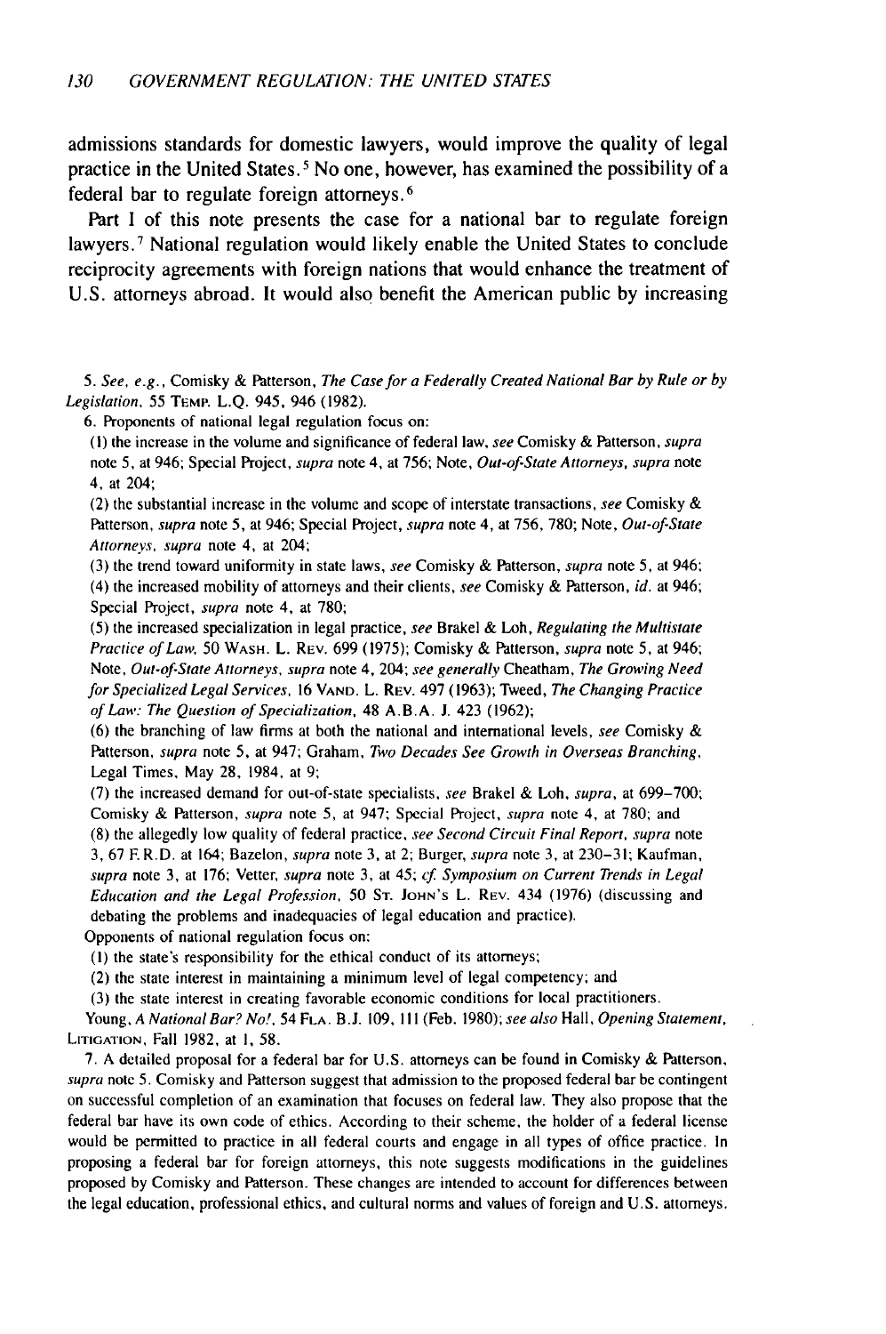admissions standards for domestic lawyers, would improve the quality of legal practice in the United States.[5] No one, however, has examined the possibility of a federal bar to regulate foreign attorneys.[6]

Part I of this note presents the case for a national bar to regulate foreign lawyers.[7] National regulation would likely enable the United States to conclude reciprocity agreements with foreign nations that would enhance the treatment of U.S. attorneys abroad. It would also benefit the American public by increasing

---

5. *See, e.g.*, Comisky & Patterson, *The Case for a Federally Created National Bar by Rule or by Legislation*, 55 TEMP. L.Q. 945, 946 (1982).

6. Proponents of national legal regulation focus on:

(1) the increase in the volume and significance of federal law, *see* Comisky & Patterson, *supra* note 5, at 946; Special Project, *supra* note 4, at 756; Note, *Out-of-State Attorneys*, *supra* note 4, at 204;

(2) the substantial increase in the volume and scope of interstate transactions, *see* Comisky & Patterson, *supra* note 5, at 946; Special Project, *supra* note 4, at 756, 780; Note, *Out-of-State Attorneys*, *supra* note 4, at 204;

(3) the trend toward uniformity in state laws, *see* Comisky & Patterson, *supra* note 5, at 946;

(4) the increased mobility of attorneys and their clients, *see* Comisky & Patterson, *id.* at 946; Special Project, *supra* note 4, at 780;

(5) the increased specialization in legal practice, *see* Brakel & Loh, *Regulating the Multistate Practice of Law*, 50 WASH. L. REV. 699 (1975); Comisky & Patterson, *supra* note 5, at 946; Note, *Out-of-State Attorneys*, *supra* note 4, 204; *see generally* Cheatham, *The Growing Need for Specialized Legal Services*, 16 VAND. L. REV. 497 (1963); Tweed, *The Changing Practice of Law: The Question of Specialization*, 48 A.B.A. J. 423 (1962);

(6) the branching of law firms at both the national and international levels, *see* Comisky & Patterson, *supra* note 5, at 947; Graham, *Two Decades See Growth in Overseas Branching*, Legal Times, May 28, 1984, at 9;

(7) the increased demand for out-of-state specialists, *see* Brakel & Loh, *supra*, at 699–700; Comisky & Patterson, *supra* note 5, at 947; Special Project, *supra* note 4, at 780; and

(8) the allegedly low quality of federal practice, *see Second Circuit Final Report*, *supra* note 3, 67 F.R.D. at 164; Bazelon, *supra* note 3, at 2; Burger, *supra* note 3, at 230–31; Kaufman, *supra* note 3, at 176; Vetter, *supra* note 3, at 45; *cf. Symposium on Current Trends in Legal Education and the Legal Profession*, 50 ST. JOHN'S L. REV. 434 (1976) (discussing and debating the problems and inadequacies of legal education and practice).

Opponents of national regulation focus on:

(1) the state's responsibility for the ethical conduct of its attorneys;

(2) the state interest in maintaining a minimum level of legal competency; and

(3) the state interest in creating favorable economic conditions for local practitioners.

Young, *A National Bar? No!*, 54 FLA. B.J. 109, 111 (Feb. 1980); *see also* Hall, *Opening Statement*, LITIGATION, Fall 1982, at 1, 58.

7. A detailed proposal for a federal bar for U.S. attorneys can be found in Comisky & Patterson, *supra* note 5. Comisky and Patterson suggest that admission to the proposed federal bar be contingent on successful completion of an examination that focuses on federal law. They also propose that the federal bar have its own code of ethics. According to their scheme, the holder of a federal license would be permitted to practice in all federal courts and engage in all types of office practice. In proposing a federal bar for foreign attorneys, this note suggests modifications in the guidelines proposed by Comisky and Patterson. These changes are intended to account for differences between the legal education, professional ethics, and cultural norms and values of foreign and U.S. attorneys.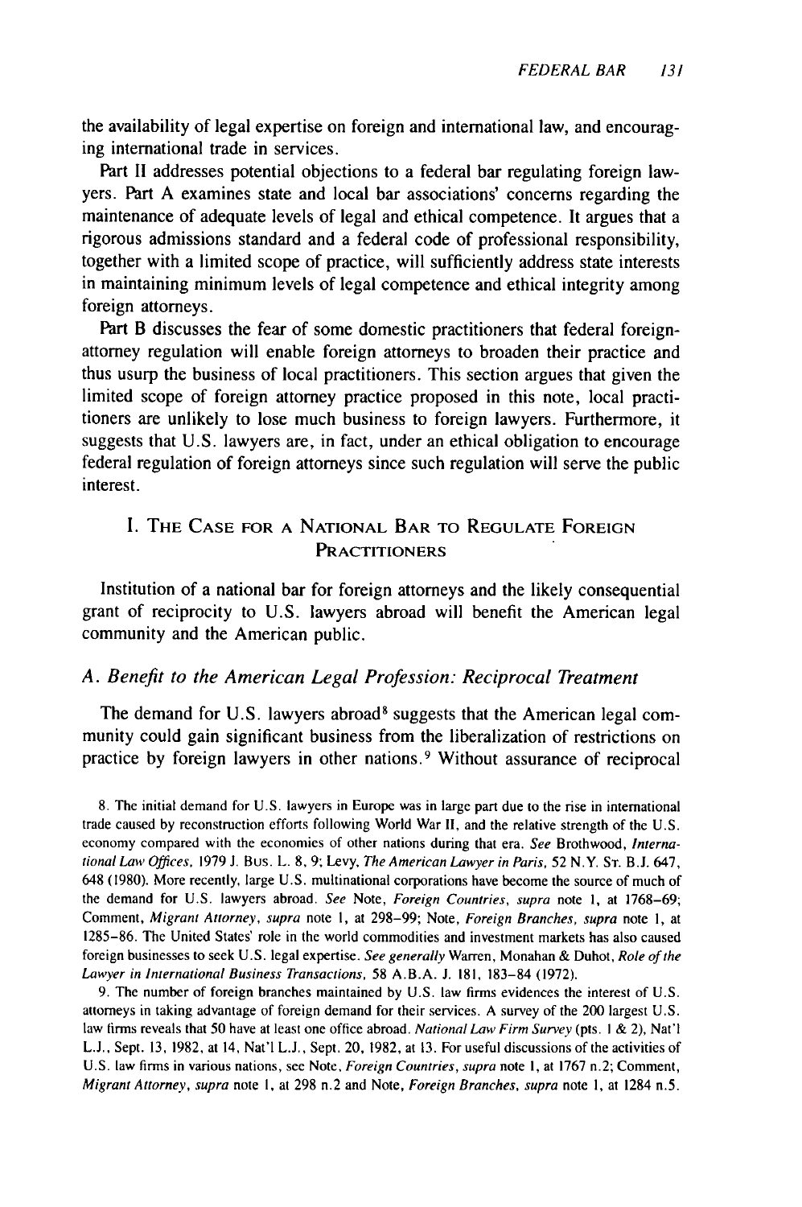the availability of legal expertise on foreign and international law, and encouraging international trade in services.

Part II addresses potential objections to a federal bar regulating foreign lawyers. Part A examines state and local bar associations' concerns regarding the maintenance of adequate levels of legal and ethical competence. It argues that a rigorous admissions standard and a federal code of professional responsibility, together with a limited scope of practice, will sufficiently address state interests in maintaining minimum levels of legal competence and ethical integrity among foreign attorneys.

Part B discusses the fear of some domestic practitioners that federal foreign-attorney regulation will enable foreign attorneys to broaden their practice and thus usurp the business of local practitioners. This section argues that given the limited scope of foreign attorney practice proposed in this note, local practitioners are unlikely to lose much business to foreign lawyers. Furthermore, it suggests that U.S. lawyers are, in fact, under an ethical obligation to encourage federal regulation of foreign attorneys since such regulation will serve the public interest.

## I. The Case for a National Bar to Regulate Foreign Practitioners

Institution of a national bar for foreign attorneys and the likely consequential grant of reciprocity to U.S. lawyers abroad will benefit the American legal community and the American public.

### A. *Benefit to the American Legal Profession: Reciprocal Treatment*

The demand for U.S. lawyers abroad[8] suggests that the American legal community could gain significant business from the liberalization of restrictions on practice by foreign lawyers in other nations.[9] Without assurance of reciprocal

8. The initial demand for U.S. lawyers in Europe was in large part due to the rise in international trade caused by reconstruction efforts following World War II, and the relative strength of the U.S. economy compared with the economies of other nations during that era. *See* Brothwood, *International Law Offices*, 1979 J. Bus. L. 8, 9; Levy, *The American Lawyer in Paris*, 52 N.Y. St. B.J. 647, 648 (1980). More recently, large U.S. multinational corporations have become the source of much of the demand for U.S. lawyers abroad. *See* Note, *Foreign Countries*, *supra* note 1, at 1768–69; Comment, *Migrant Attorney*, *supra* note 1, at 298–99; Note, *Foreign Branches*, *supra* note 1, at 1285–86. The United States' role in the world commodities and investment markets has also caused foreign businesses to seek U.S. legal expertise. *See generally* Warren, Monahan & Duhot, *Role of the Lawyer in International Business Transactions*, 58 A.B.A. J. 181, 183–84 (1972).

9. The number of foreign branches maintained by U.S. law firms evidences the interest of U.S. attorneys in taking advantage of foreign demand for their services. A survey of the 200 largest U.S. law firms reveals that 50 have at least one office abroad. *National Law Firm Survey* (pts. 1 & 2), Nat'l L.J., Sept. 13, 1982, at 14, Nat'l L.J., Sept. 20, 1982, at 13. For useful discussions of the activities of U.S. law firms in various nations, see Note, *Foreign Countries*, *supra* note 1, at 1767 n.2; Comment, *Migrant Attorney*, *supra* note 1, at 298 n.2 and Note, *Foreign Branches*, *supra* note 1, at 1284 n.5.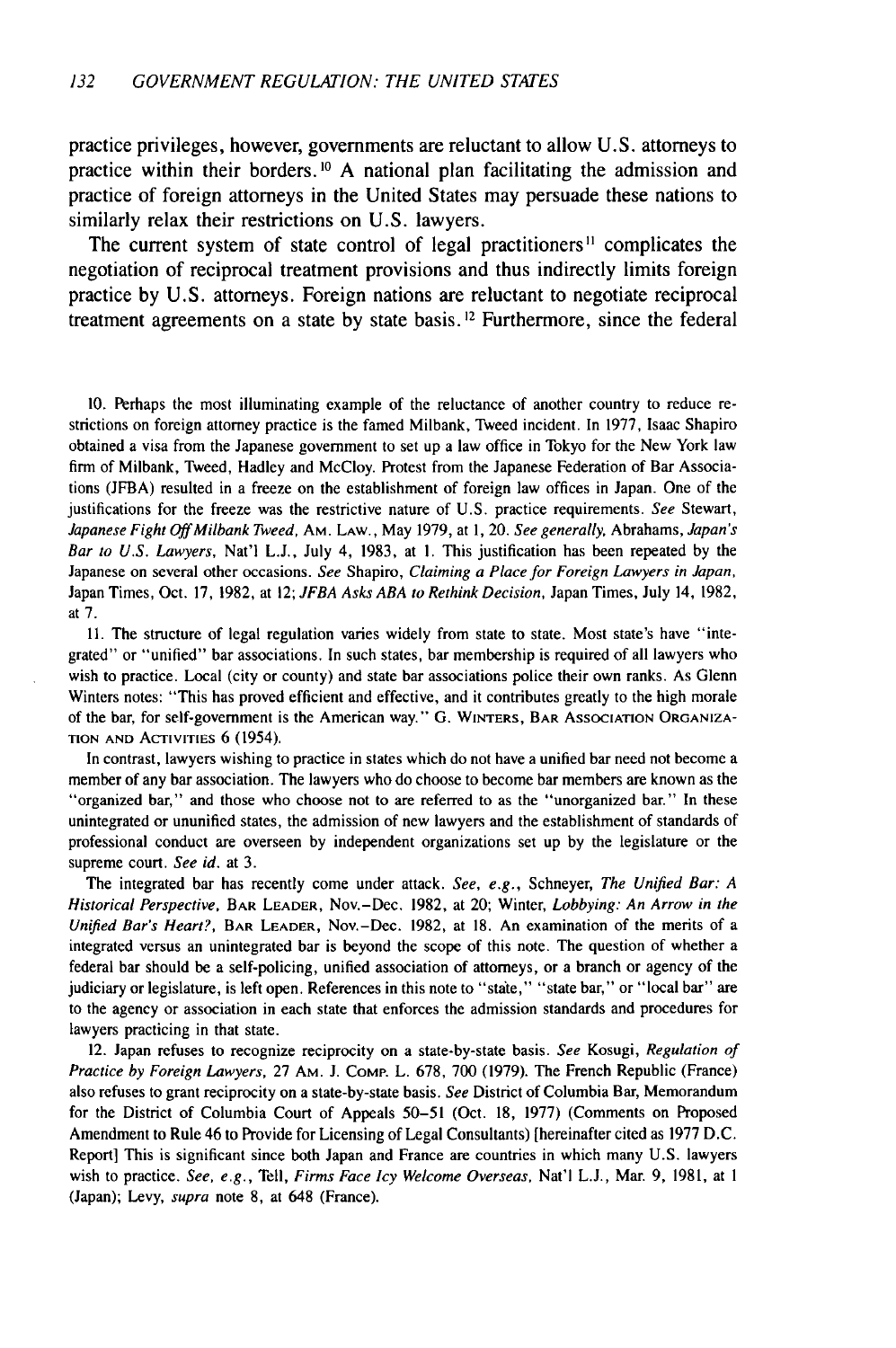practice privileges, however, governments are reluctant to allow U.S. attorneys to practice within their borders.[10] A national plan facilitating the admission and practice of foreign attorneys in the United States may persuade these nations to similarly relax their restrictions on U.S. lawyers.

The current system of state control of legal practitioners[11] complicates the negotiation of reciprocal treatment provisions and thus indirectly limits foreign practice by U.S. attorneys. Foreign nations are reluctant to negotiate reciprocal treatment agreements on a state by state basis.[12] Furthermore, since the federal

---

10. Perhaps the most illuminating example of the reluctance of another country to reduce restrictions on foreign attorney practice is the famed Milbank, Tweed incident. In 1977, Isaac Shapiro obtained a visa from the Japanese government to set up a law office in Tokyo for the New York law firm of Milbank, Tweed, Hadley and McCloy. Protest from the Japanese Federation of Bar Associations (JFBA) resulted in a freeze on the establishment of foreign law offices in Japan. One of the justifications for the freeze was the restrictive nature of U.S. practice requirements. *See* Stewart, *Japanese Fight Off Milbank Tweed*, AM. LAW., May 1979, at 1, 20. *See generally*, Abrahams, *Japan's Bar to U.S. Lawyers*, Nat'l L.J., July 4, 1983, at 1. This justification has been repeated by the Japanese on several other occasions. *See* Shapiro, *Claiming a Place for Foreign Lawyers in Japan*, Japan Times, Oct. 17, 1982, at 12; *JFBA Asks ABA to Rethink Decision*, Japan Times, July 14, 1982, at 7.

11. The structure of legal regulation varies widely from state to state. Most state's have "integrated" or "unified" bar associations. In such states, bar membership is required of all lawyers who wish to practice. Local (city or county) and state bar associations police their own ranks. As Glenn Winters notes: "This has proved efficient and effective, and it contributes greatly to the high morale of the bar, for self-government is the American way." G. WINTERS, BAR ASSOCIATION ORGANIZATION AND ACTIVITIES 6 (1954).

In contrast, lawyers wishing to practice in states which do not have a unified bar need not become a member of any bar association. The lawyers who do choose to become bar members are known as the "organized bar," and those who choose not to are referred to as the "unorganized bar." In these unintegrated or ununified states, the admission of new lawyers and the establishment of standards of professional conduct are overseen by independent organizations set up by the legislature or the supreme court. *See id.* at 3.

The integrated bar has recently come under attack. *See, e.g.*, Schneyer, *The Unified Bar: A Historical Perspective*, BAR LEADER, Nov.–Dec. 1982, at 20; Winter, *Lobbying: An Arrow in the Unified Bar's Heart?*, BAR LEADER, Nov.–Dec. 1982, at 18. An examination of the merits of a integrated versus an unintegrated bar is beyond the scope of this note. The question of whether a federal bar should be a self-policing, unified association of attorneys, or a branch or agency of the judiciary or legislature, is left open. References in this note to "state," "state bar," or "local bar" are to the agency or association in each state that enforces the admission standards and procedures for lawyers practicing in that state.

12. Japan refuses to recognize reciprocity on a state-by-state basis. *See* Kosugi, *Regulation of Practice by Foreign Lawyers*, 27 AM. J. COMP. L. 678, 700 (1979). The French Republic (France) also refuses to grant reciprocity on a state-by-state basis. *See* District of Columbia Bar, Memorandum for the District of Columbia Court of Appeals 50–51 (Oct. 18, 1977) (Comments on Proposed Amendment to Rule 46 to Provide for Licensing of Legal Consultants) [hereinafter cited as 1977 D.C. Report] This is significant since both Japan and France are countries in which many U.S. lawyers wish to practice. *See, e.g.*, Tell, *Firms Face Icy Welcome Overseas*, Nat'l L.J., Mar. 9, 1981, at 1 (Japan); Levy, *supra* note 8, at 648 (France).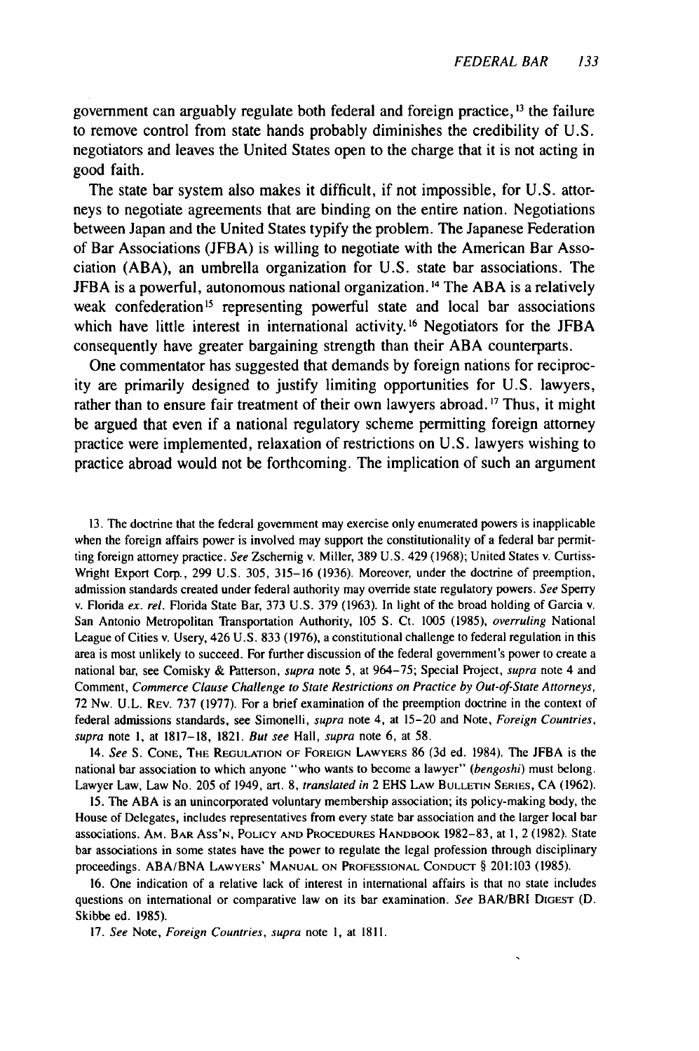government can arguably regulate both federal and foreign practice,[13] the failure to remove control from state hands probably diminishes the credibility of U.S. negotiators and leaves the United States open to the charge that it is not acting in good faith.

The state bar system also makes it difficult, if not impossible, for U.S. attorneys to negotiate agreements that are binding on the entire nation. Negotiations between Japan and the United States typify the problem. The Japanese Federation of Bar Associations (JFBA) is willing to negotiate with the American Bar Association (ABA), an umbrella organization for U.S. state bar associations. The JFBA is a powerful, autonomous national organization.[14] The ABA is a relatively weak confederation[15] representing powerful state and local bar associations which have little interest in international activity.[16] Negotiators for the JFBA consequently have greater bargaining strength than their ABA counterparts.

One commentator has suggested that demands by foreign nations for reciprocity are primarily designed to justify limiting opportunities for U.S. lawyers, rather than to ensure fair treatment of their own lawyers abroad.[17] Thus, it might be argued that even if a national regulatory scheme permitting foreign attorney practice were implemented, relaxation of restrictions on U.S. lawyers wishing to practice abroad would not be forthcoming. The implication of such an argument

13. The doctrine that the federal government may exercise only enumerated powers is inapplicable when the foreign affairs power is involved may support the constitutionality of a federal bar permitting foreign attorney practice. *See* Zschernig v. Miller, 389 U.S. 429 (1968); United States v. Curtiss-Wright Export Corp., 299 U.S. 305, 315–16 (1936). Moreover, under the doctrine of preemption, admission standards created under federal authority may override state regulatory powers. *See* Sperry v. Florida *ex. rel.* Florida State Bar, 373 U.S. 379 (1963). In light of the broad holding of Garcia v. San Antonio Metropolitan Transportation Authority, 105 S. Ct. 1005 (1985), *overruling* National League of Cities v. Usery, 426 U.S. 833 (1976), a constitutional challenge to federal regulation in this area is most unlikely to succeed. For further discussion of the federal government's power to create a national bar, see Comisky & Patterson, *supra* note 5, at 964–75; Special Project, *supra* note 4 and Comment, *Commerce Clause Challenge to State Restrictions on Practice by Out-of-State Attorneys*, 72 Nw. U.L. Rev. 737 (1977). For a brief examination of the preemption doctrine in the context of federal admissions standards, see Simonelli, *supra* note 4, at 15–20 and Note, *Foreign Countries*, *supra* note 1, at 1817–18, 1821. *But see* Hall, *supra* note 6, at 58.

14. *See* S. Cone, The Regulation of Foreign Lawyers 86 (3d ed. 1984). The JFBA is the national bar association to which anyone "who wants to become a lawyer" (*bengoshi*) must belong. Lawyer Law, Law No. 205 of 1949, art. 8, *translated in* 2 EHS Law Bulletin Series, CA (1962).

15. The ABA is an unincorporated voluntary membership association; its policy-making body, the House of Delegates, includes representatives from every state bar association and the larger local bar associations. Am. Bar Ass'n, Policy and Procedures Handbook 1982–83, at 1, 2 (1982). State bar associations in some states have the power to regulate the legal profession through disciplinary proceedings. ABA/BNA Lawyers' Manual on Professional Conduct § 201:103 (1985).

16. One indication of a relative lack of interest in international affairs is that no state includes questions on international or comparative law on its bar examination. *See* BAR/BRI Digest (D. Skibbe ed. 1985).

17. *See* Note, *Foreign Countries*, *supra* note 1, at 1811.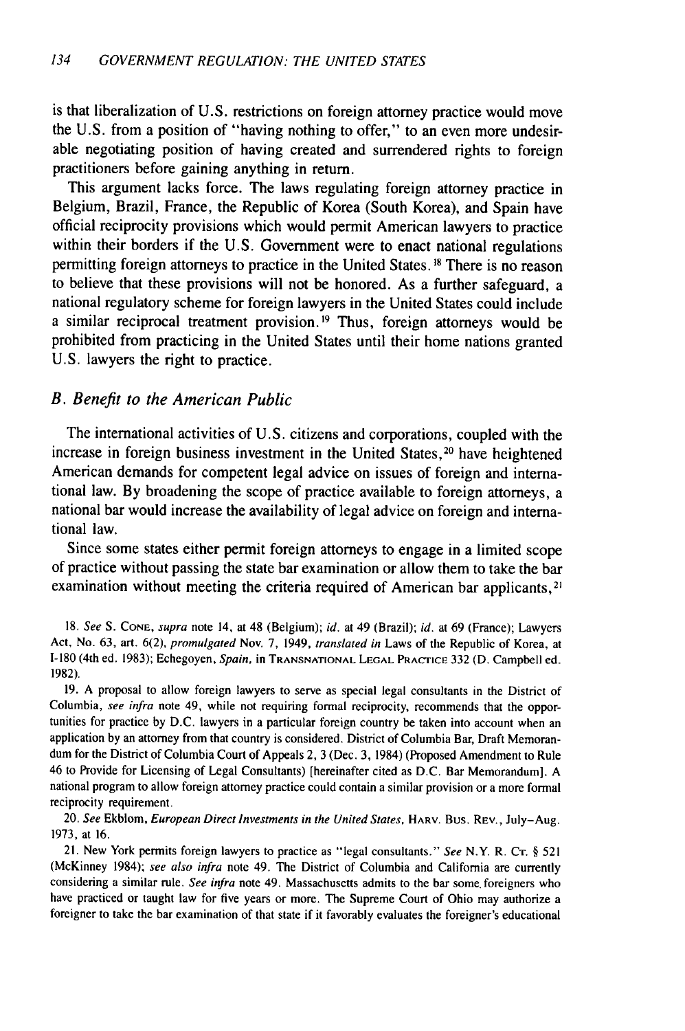is that liberalization of U.S. restrictions on foreign attorney practice would move the U.S. from a position of "having nothing to offer," to an even more undesirable negotiating position of having created and surrendered rights to foreign practitioners before gaining anything in return.

This argument lacks force. The laws regulating foreign attorney practice in Belgium, Brazil, France, the Republic of Korea (South Korea), and Spain have official reciprocity provisions which would permit American lawyers to practice within their borders if the U.S. Government were to enact national regulations permitting foreign attorneys to practice in the United States.[18] There is no reason to believe that these provisions will not be honored. As a further safeguard, a national regulatory scheme for foreign lawyers in the United States could include a similar reciprocal treatment provision.[19] Thus, foreign attorneys would be prohibited from practicing in the United States until their home nations granted U.S. lawyers the right to practice.

### *B. Benefit to the American Public*

The international activities of U.S. citizens and corporations, coupled with the increase in foreign business investment in the United States,[20] have heightened American demands for competent legal advice on issues of foreign and international law. By broadening the scope of practice available to foreign attorneys, a national bar would increase the availability of legal advice on foreign and international law.

Since some states either permit foreign attorneys to engage in a limited scope of practice without passing the state bar examination or allow them to take the bar examination without meeting the criteria required of American bar applicants,[21]

---

18. *See* S. CONE, *supra* note 14, at 48 (Belgium); *id.* at 49 (Brazil); *id.* at 69 (France); Lawyers Act, No. 63, art. 6(2), *promulgated* Nov. 7, 1949, *translated in* Laws of the Republic of Korea, at I-180 (4th ed. 1983); Echegoyen, *Spain*, in TRANSNATIONAL LEGAL PRACTICE 332 (D. Campbell ed. 1982).

19. A proposal to allow foreign lawyers to serve as special legal consultants in the District of Columbia, *see infra* note 49, while not requiring formal reciprocity, recommends that the opportunities for practice by D.C. lawyers in a particular foreign country be taken into account when an application by an attorney from that country is considered. District of Columbia Bar, Draft Memorandum for the District of Columbia Court of Appeals 2, 3 (Dec. 3, 1984) (Proposed Amendment to Rule 46 to Provide for Licensing of Legal Consultants) [hereinafter cited as D.C. Bar Memorandum]. A national program to allow foreign attorney practice could contain a similar provision or a more formal reciprocity requirement.

20. *See* Ekblom, *European Direct Investments in the United States*, HARV. BUS. REV., July–Aug. 1973, at 16.

21. New York permits foreign lawyers to practice as "legal consultants." *See* N.Y. R. CT. § 521 (McKinney 1984); *see also infra* note 49. The District of Columbia and California are currently considering a similar rule. *See infra* note 49. Massachusetts admits to the bar some foreigners who have practiced or taught law for five years or more. The Supreme Court of Ohio may authorize a foreigner to take the bar examination of that state if it favorably evaluates the foreigner's educational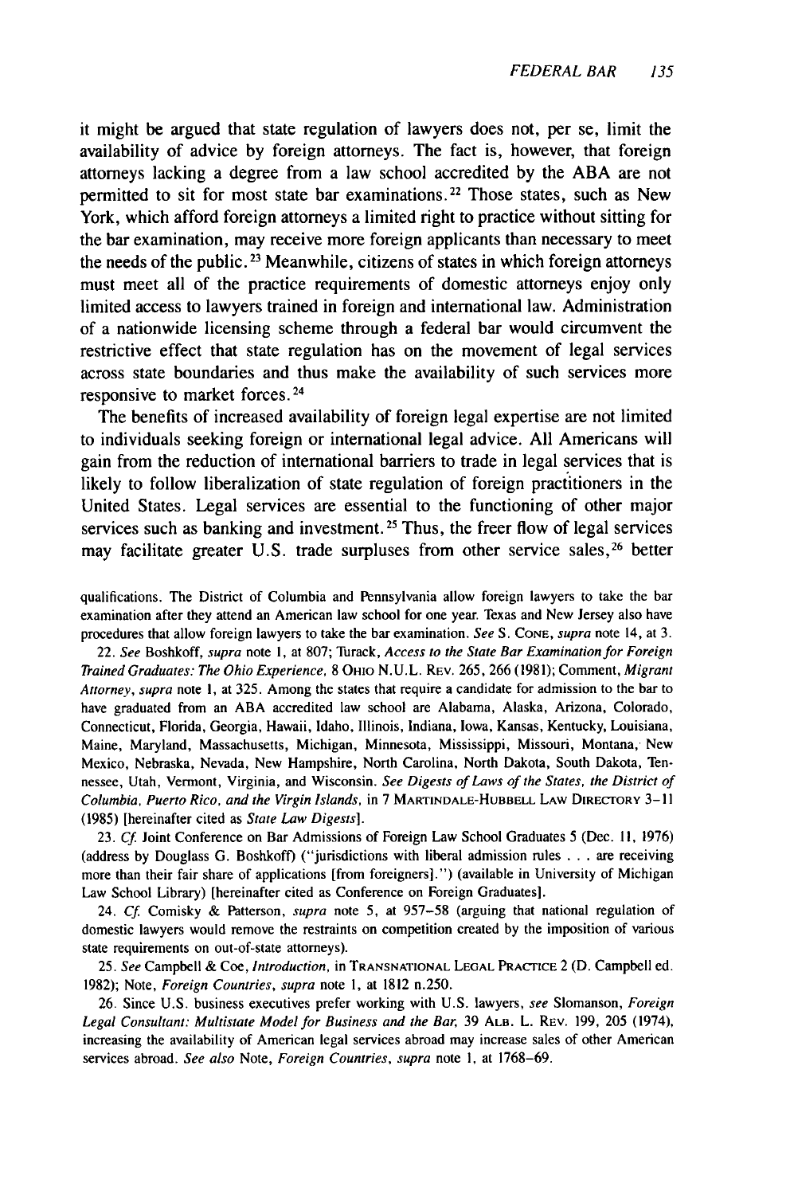it might be argued that state regulation of lawyers does not, per se, limit the availability of advice by foreign attorneys. The fact is, however, that foreign attorneys lacking a degree from a law school accredited by the ABA are not permitted to sit for most state bar examinations.[22] Those states, such as New York, which afford foreign attorneys a limited right to practice without sitting for the bar examination, may receive more foreign applicants than necessary to meet the needs of the public.[23] Meanwhile, citizens of states in which foreign attorneys must meet all of the practice requirements of domestic attorneys enjoy only limited access to lawyers trained in foreign and international law. Administration of a nationwide licensing scheme through a federal bar would circumvent the restrictive effect that state regulation has on the movement of legal services across state boundaries and thus make the availability of such services more responsive to market forces.[24]

The benefits of increased availability of foreign legal expertise are not limited to individuals seeking foreign or international legal advice. All Americans will gain from the reduction of international barriers to trade in legal services that is likely to follow liberalization of state regulation of foreign practitioners in the United States. Legal services are essential to the functioning of other major services such as banking and investment.[25] Thus, the freer flow of legal services may facilitate greater U.S. trade surpluses from other service sales,[26] better

qualifications. The District of Columbia and Pennsylvania allow foreign lawyers to take the bar examination after they attend an American law school for one year. Texas and New Jersey also have procedures that allow foreign lawyers to take the bar examination. *See* S. CONE, *supra* note 14, at 3.

22. *See* Boshkoff, *supra* note 1, at 807; Turack, *Access to the State Bar Examination for Foreign Trained Graduates: The Ohio Experience*, 8 OHIO N.U.L. REV. 265, 266 (1981); Comment, *Migrant Attorney*, *supra* note 1, at 325. Among the states that require a candidate for admission to the bar to have graduated from an ABA accredited law school are Alabama, Alaska, Arizona, Colorado, Connecticut, Florida, Georgia, Hawaii, Idaho, Illinois, Indiana, Iowa, Kansas, Kentucky, Louisiana, Maine, Maryland, Massachusetts, Michigan, Minnesota, Mississippi, Missouri, Montana, New Mexico, Nebraska, Nevada, New Hampshire, North Carolina, North Dakota, South Dakota, Tennessee, Utah, Vermont, Virginia, and Wisconsin. *See Digests of Laws of the States, the District of Columbia, Puerto Rico, and the Virgin Islands*, in 7 MARTINDALE-HUBBELL LAW DIRECTORY 3–11 (1985) [hereinafter cited as *State Law Digests*].

23. *Cf.* Joint Conference on Bar Admissions of Foreign Law School Graduates 5 (Dec. 11, 1976) (address by Douglass G. Boshkoff) ("jurisdictions with liberal admission rules . . . are receiving more than their fair share of applications [from foreigners].") (available in University of Michigan Law School Library) [hereinafter cited as Conference on Foreign Graduates].

24. *Cf.* Comisky & Patterson, *supra* note 5, at 957–58 (arguing that national regulation of domestic lawyers would remove the restraints on competition created by the imposition of various state requirements on out-of-state attorneys).

25. *See* Campbell & Coe, *Introduction*, in TRANSNATIONAL LEGAL PRACTICE 2 (D. Campbell ed. 1982); Note, *Foreign Countries*, *supra* note 1, at 1812 n.250.

26. Since U.S. business executives prefer working with U.S. lawyers, *see* Slomanson, *Foreign Legal Consultant: Multistate Model for Business and the Bar*, 39 ALB. L. REV. 199, 205 (1974), increasing the availability of American legal services abroad may increase sales of other American services abroad. *See also* Note, *Foreign Countries*, *supra* note 1, at 1768–69.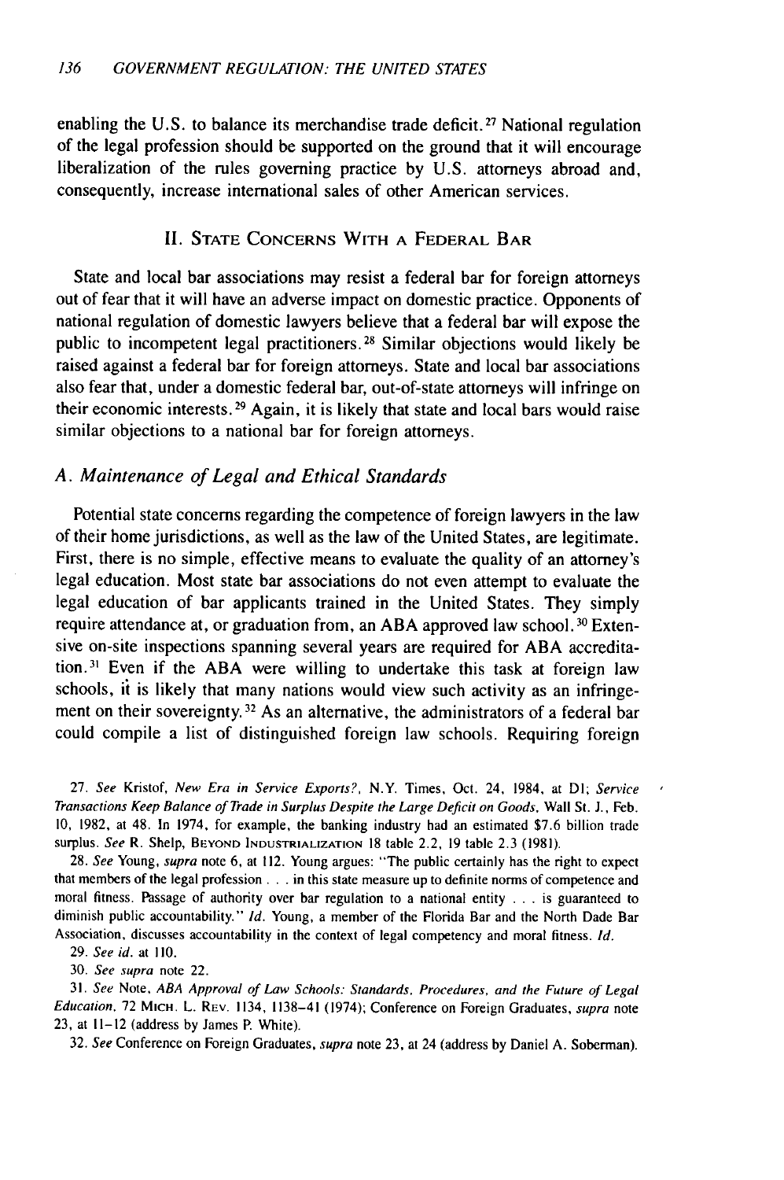enabling the U.S. to balance its merchandise trade deficit.[27] National regulation of the legal profession should be supported on the ground that it will encourage liberalization of the rules governing practice by U.S. attorneys abroad and, consequently, increase international sales of other American services.

## II. State Concerns With a Federal Bar

State and local bar associations may resist a federal bar for foreign attorneys out of fear that it will have an adverse impact on domestic practice. Opponents of national regulation of domestic lawyers believe that a federal bar will expose the public to incompetent legal practitioners.[28] Similar objections would likely be raised against a federal bar for foreign attorneys. State and local bar associations also fear that, under a domestic federal bar, out-of-state attorneys will infringe on their economic interests.[29] Again, it is likely that state and local bars would raise similar objections to a national bar for foreign attorneys.

### A. *Maintenance of Legal and Ethical Standards*

Potential state concerns regarding the competence of foreign lawyers in the law of their home jurisdictions, as well as the law of the United States, are legitimate. First, there is no simple, effective means to evaluate the quality of an attorney's legal education. Most state bar associations do not even attempt to evaluate the legal education of bar applicants trained in the United States. They simply require attendance at, or graduation from, an ABA approved law school.[30] Extensive on-site inspections spanning several years are required for ABA accreditation.[31] Even if the ABA were willing to undertake this task at foreign law schools, it is likely that many nations would view such activity as an infringement on their sovereignty.[32] As an alternative, the administrators of a federal bar could compile a list of distinguished foreign law schools. Requiring foreign

27. *See* Kristof, *New Era in Service Exports?*, N.Y. Times, Oct. 24, 1984, at D1; *Service Transactions Keep Balance of Trade in Surplus Despite the Large Deficit on Goods*, Wall St. J., Feb. 10, 1982, at 48. In 1974, for example, the banking industry had an estimated $7.6 billion trade surplus. *See* R. Shelp, Beyond Industrialization 18 table 2.2, 19 table 2.3 (1981).

28. *See* Young, *supra* note 6, at 112. Young argues: "The public certainly has the right to expect that members of the legal profession . . . in this state measure up to definite norms of competence and moral fitness. Passage of authority over bar regulation to a national entity . . . is guaranteed to diminish public accountability." *Id.* Young, a member of the Florida Bar and the North Dade Bar Association, discusses accountability in the context of legal competency and moral fitness. *Id.*

29. *See id.* at 110.

30. *See supra* note 22.

31. *See* Note, *ABA Approval of Law Schools: Standards, Procedures, and the Future of Legal Education*, 72 Mich. L. Rev. 1134, 1138–41 (1974); Conference on Foreign Graduates, *supra* note 23, at 11–12 (address by James P. White).

32. *See* Conference on Foreign Graduates, *supra* note 23, at 24 (address by Daniel A. Soberman).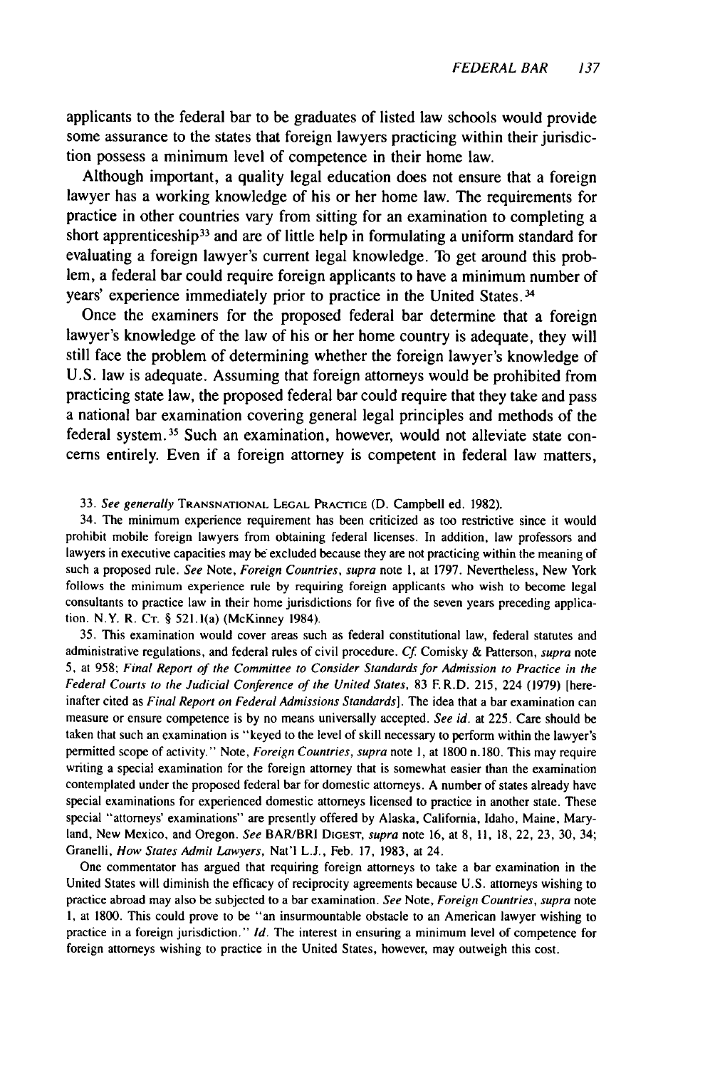applicants to the federal bar to be graduates of listed law schools would provide some assurance to the states that foreign lawyers practicing within their jurisdiction possess a minimum level of competence in their home law.

Although important, a quality legal education does not ensure that a foreign lawyer has a working knowledge of his or her home law. The requirements for practice in other countries vary from sitting for an examination to completing a short apprenticeship[33] and are of little help in formulating a uniform standard for evaluating a foreign lawyer's current legal knowledge. To get around this problem, a federal bar could require foreign applicants to have a minimum number of years' experience immediately prior to practice in the United States.[34]

Once the examiners for the proposed federal bar determine that a foreign lawyer's knowledge of the law of his or her home country is adequate, they will still face the problem of determining whether the foreign lawyer's knowledge of U.S. law is adequate. Assuming that foreign attorneys would be prohibited from practicing state law, the proposed federal bar could require that they take and pass a national bar examination covering general legal principles and methods of the federal system.[35] Such an examination, however, would not alleviate state concerns entirely. Even if a foreign attorney is competent in federal law matters,

---

33. *See generally* TRANSNATIONAL LEGAL PRACTICE (D. Campbell ed. 1982).

34. The minimum experience requirement has been criticized as too restrictive since it would prohibit mobile foreign lawyers from obtaining federal licenses. In addition, law professors and lawyers in executive capacities may be excluded because they are not practicing within the meaning of such a proposed rule. *See* Note, *Foreign Countries, supra* note 1, at 1797. Nevertheless, New York follows the minimum experience rule by requiring foreign applicants who wish to become legal consultants to practice law in their home jurisdictions for five of the seven years preceding application. N.Y. R. CT. § 521.1(a) (McKinney 1984).

35. This examination would cover areas such as federal constitutional law, federal statutes and administrative regulations, and federal rules of civil procedure. *Cf.* Comisky & Patterson, *supra* note 5, at 958; *Final Report of the Committee to Consider Standards for Admission to Practice in the Federal Courts to the Judicial Conference of the United States*, 83 F.R.D. 215, 224 (1979) [hereinafter cited as *Final Report on Federal Admissions Standards*]. The idea that a bar examination can measure or ensure competence is by no means universally accepted. *See id.* at 225. Care should be taken that such an examination is "keyed to the level of skill necessary to perform within the lawyer's permitted scope of activity." Note, *Foreign Countries, supra* note 1, at 1800 n.180. This may require writing a special examination for the foreign attorney that is somewhat easier than the examination contemplated under the proposed federal bar for domestic attorneys. A number of states already have special examinations for experienced domestic attorneys licensed to practice in another state. These special "attorneys' examinations" are presently offered by Alaska, California, Idaho, Maine, Maryland, New Mexico, and Oregon. *See* BAR/BRI DIGEST, *supra* note 16, at 8, 11, 18, 22, 23, 30, 34; Granelli, *How States Admit Lawyers*, Nat'l L.J., Feb. 17, 1983, at 24.

One commentator has argued that requiring foreign attorneys to take a bar examination in the United States will diminish the efficacy of reciprocity agreements because U.S. attorneys wishing to practice abroad may also be subjected to a bar examination. *See* Note, *Foreign Countries, supra* note 1, at 1800. This could prove to be "an insurmountable obstacle to an American lawyer wishing to practice in a foreign jurisdiction." *Id.* The interest in ensuring a minimum level of competence for foreign attorneys wishing to practice in the United States, however, may outweigh this cost.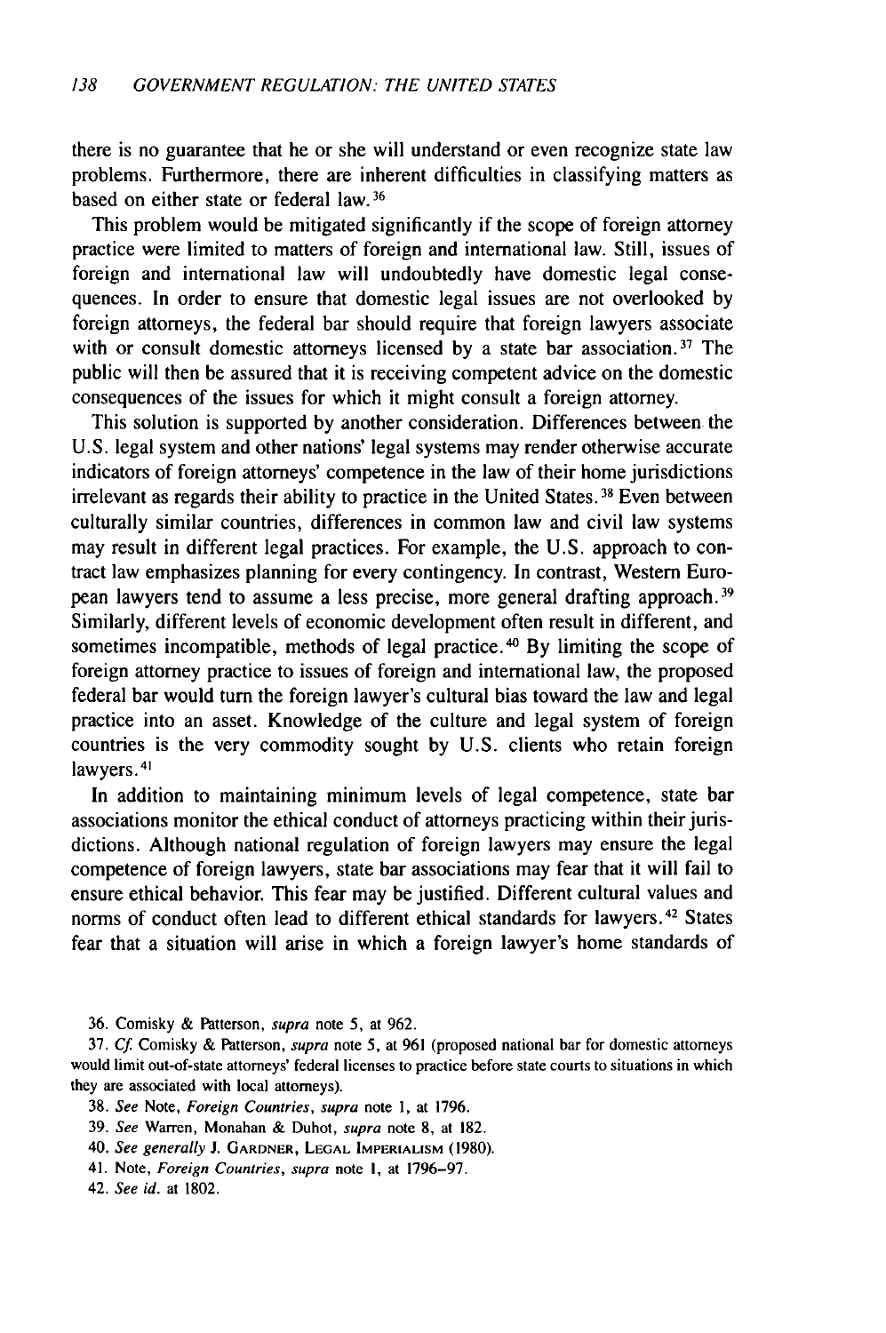there is no guarantee that he or she will understand or even recognize state law problems. Furthermore, there are inherent difficulties in classifying matters as based on either state or federal law.[36]

This problem would be mitigated significantly if the scope of foreign attorney practice were limited to matters of foreign and international law. Still, issues of foreign and international law will undoubtedly have domestic legal consequences. In order to ensure that domestic legal issues are not overlooked by foreign attorneys, the federal bar should require that foreign lawyers associate with or consult domestic attorneys licensed by a state bar association.[37] The public will then be assured that it is receiving competent advice on the domestic consequences of the issues for which it might consult a foreign attorney.

This solution is supported by another consideration. Differences between the U.S. legal system and other nations' legal systems may render otherwise accurate indicators of foreign attorneys' competence in the law of their home jurisdictions irrelevant as regards their ability to practice in the United States.[38] Even between culturally similar countries, differences in common law and civil law systems may result in different legal practices. For example, the U.S. approach to contract law emphasizes planning for every contingency. In contrast, Western European lawyers tend to assume a less precise, more general drafting approach.[39] Similarly, different levels of economic development often result in different, and sometimes incompatible, methods of legal practice.[40] By limiting the scope of foreign attorney practice to issues of foreign and international law, the proposed federal bar would turn the foreign lawyer's cultural bias toward the law and legal practice into an asset. Knowledge of the culture and legal system of foreign countries is the very commodity sought by U.S. clients who retain foreign lawyers.[41]

In addition to maintaining minimum levels of legal competence, state bar associations monitor the ethical conduct of attorneys practicing within their jurisdictions. Although national regulation of foreign lawyers may ensure the legal competence of foreign lawyers, state bar associations may fear that it will fail to ensure ethical behavior. This fear may be justified. Different cultural values and norms of conduct often lead to different ethical standards for lawyers.[42] States fear that a situation will arise in which a foreign lawyer's home standards of

---

36. Comisky & Patterson, *supra* note 5, at 962.

37. *Cf.* Comisky & Patterson, *supra* note 5, at 961 (proposed national bar for domestic attorneys would limit out-of-state attorneys' federal licenses to practice before state courts to situations in which they are associated with local attorneys).

38. *See* Note, *Foreign Countries*, *supra* note 1, at 1796.

39. *See* Warren, Monahan & Duhot, *supra* note 8, at 182.

40. *See generally* J. GARDNER, LEGAL IMPERIALISM (1980).

41. Note, *Foreign Countries*, *supra* note 1, at 1796–97.

42. *See id.* at 1802.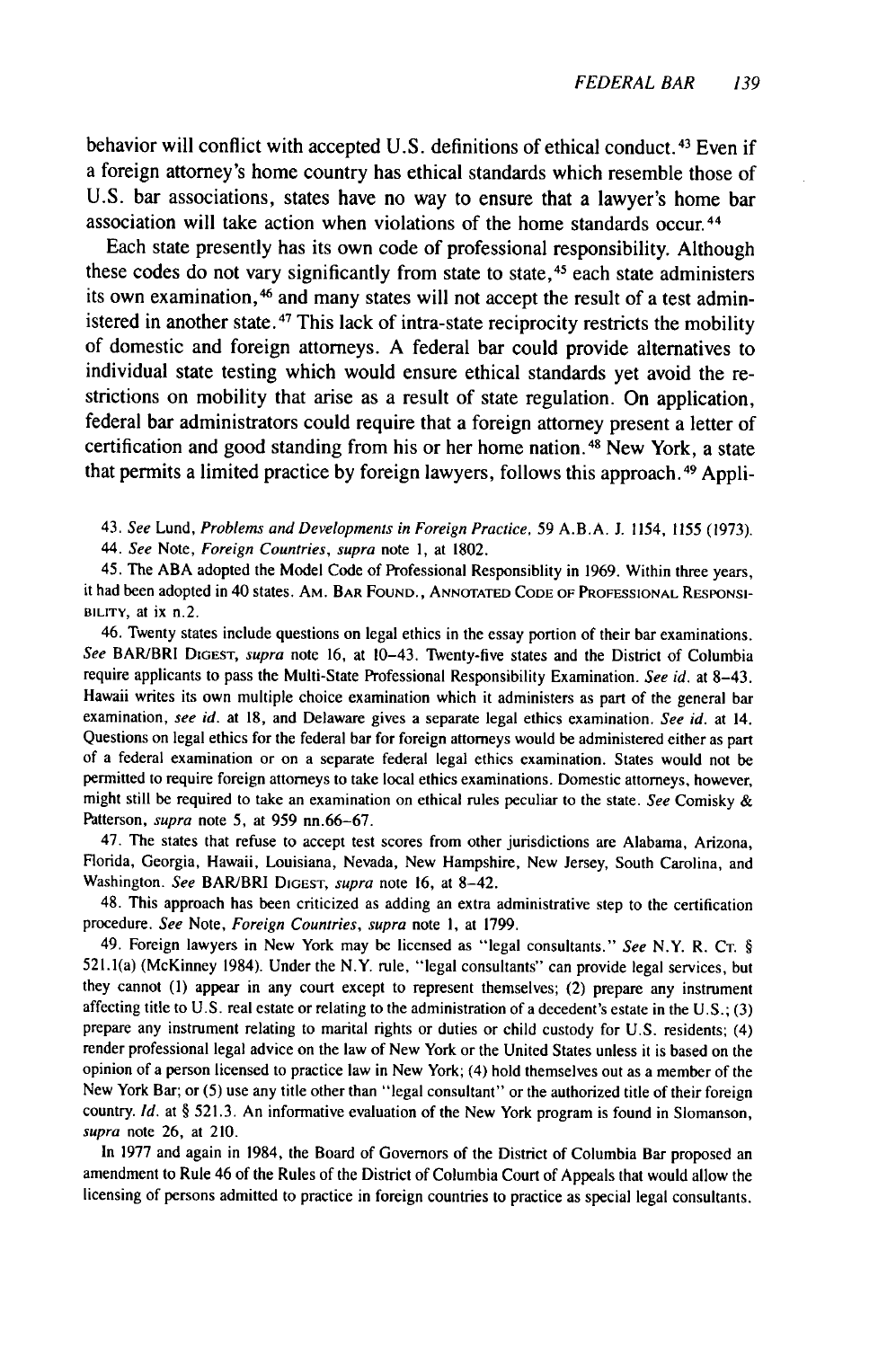behavior will conflict with accepted U.S. definitions of ethical conduct.[43] Even if a foreign attorney's home country has ethical standards which resemble those of U.S. bar associations, states have no way to ensure that a lawyer's home bar association will take action when violations of the home standards occur.[44]

Each state presently has its own code of professional responsibility. Although these codes do not vary significantly from state to state,[45] each state administers its own examination,[46] and many states will not accept the result of a test administered in another state.[47] This lack of intra-state reciprocity restricts the mobility of domestic and foreign attorneys. A federal bar could provide alternatives to individual state testing which would ensure ethical standards yet avoid the restrictions on mobility that arise as a result of state regulation. On application, federal bar administrators could require that a foreign attorney present a letter of certification and good standing from his or her home nation.[48] New York, a state that permits a limited practice by foreign lawyers, follows this approach.[49] Appli-

43. *See* Lund, *Problems and Developments in Foreign Practice*, 59 A.B.A. J. 1154, 1155 (1973).

44. *See* Note, *Foreign Countries*, *supra* note 1, at 1802.

45. The ABA adopted the Model Code of Professional Responsiblity in 1969. Within three years, it had been adopted in 40 states. AM. BAR FOUND., ANNOTATED CODE OF PROFESSIONAL RESPONSIBILITY, at ix n.2.

46. Twenty states include questions on legal ethics in the essay portion of their bar examinations. *See* BAR/BRI DIGEST, *supra* note 16, at 10–43. Twenty-five states and the District of Columbia require applicants to pass the Multi-State Professional Responsibility Examination. *See id.* at 8–43. Hawaii writes its own multiple choice examination which it administers as part of the general bar examination, *see id.* at 18, and Delaware gives a separate legal ethics examination. *See id.* at 14. Questions on legal ethics for the federal bar for foreign attorneys would be administered either as part of a federal examination or on a separate federal legal ethics examination. States would not be permitted to require foreign attorneys to take local ethics examinations. Domestic attorneys, however, might still be required to take an examination on ethical rules peculiar to the state. *See* Comisky & Patterson, *supra* note 5, at 959 nn.66–67.

47. The states that refuse to accept test scores from other jurisdictions are Alabama, Arizona, Florida, Georgia, Hawaii, Louisiana, Nevada, New Hampshire, New Jersey, South Carolina, and Washington. *See* BAR/BRI DIGEST, *supra* note 16, at 8–42.

48. This approach has been criticized as adding an extra administrative step to the certification procedure. *See* Note, *Foreign Countries*, *supra* note 1, at 1799.

49. Foreign lawyers in New York may be licensed as "legal consultants." *See* N.Y. R. CT. § 521.1(a) (McKinney 1984). Under the N.Y. rule, "legal consultants" can provide legal services, but they cannot (1) appear in any court except to represent themselves; (2) prepare any instrument affecting title to U.S. real estate or relating to the administration of a decedent's estate in the U.S.; (3) prepare any instrument relating to marital rights or duties or child custody for U.S. residents; (4) render professional legal advice on the law of New York or the United States unless it is based on the opinion of a person licensed to practice law in New York; (4) hold themselves out as a member of the New York Bar; or (5) use any title other than "legal consultant" or the authorized title of their foreign country. *Id.* at § 521.3. An informative evaluation of the New York program is found in Slomanson, *supra* note 26, at 210.

In 1977 and again in 1984, the Board of Governors of the District of Columbia Bar proposed an amendment to Rule 46 of the Rules of the District of Columbia Court of Appeals that would allow the licensing of persons admitted to practice in foreign countries to practice as special legal consultants.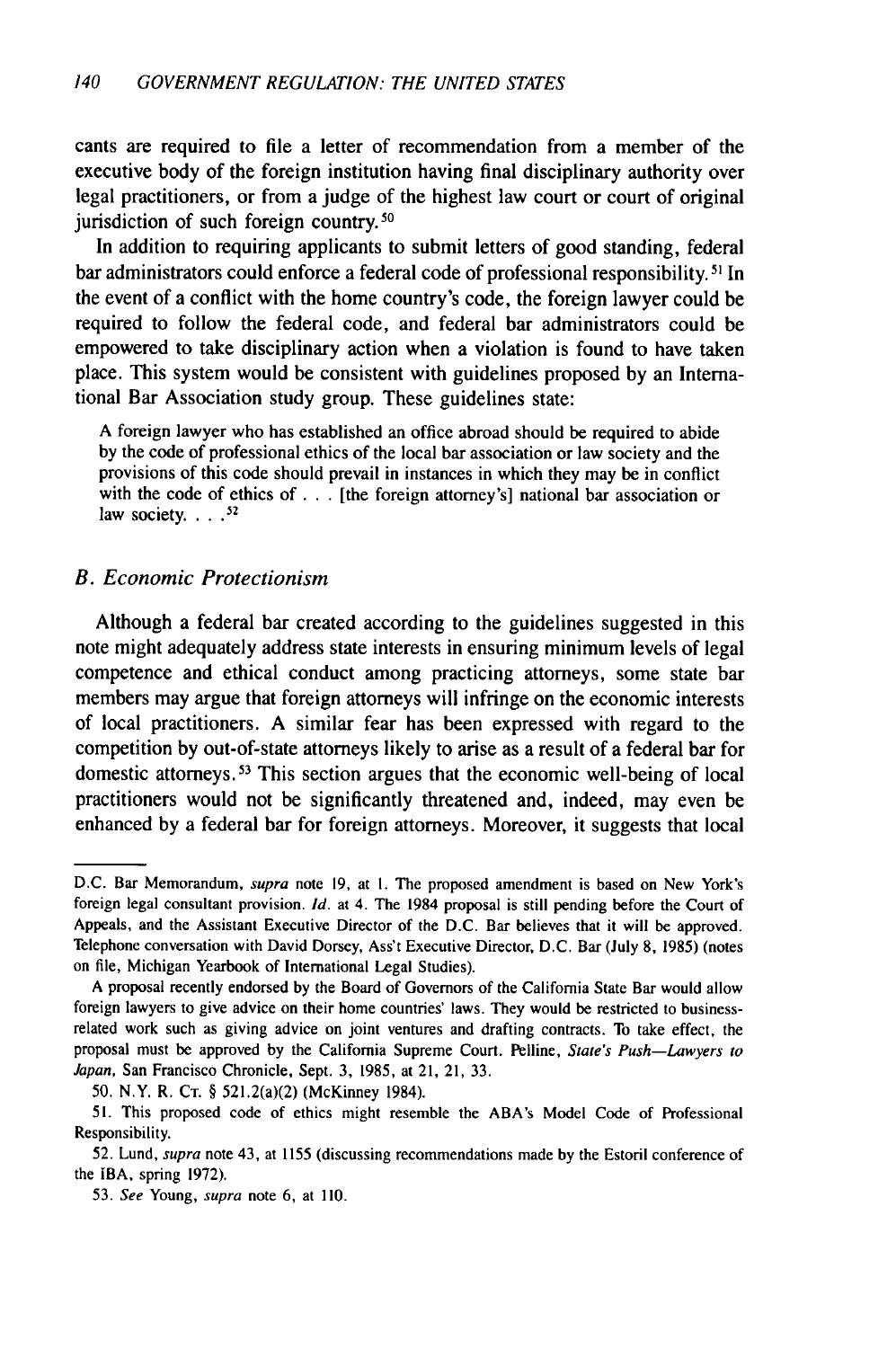cants are required to file a letter of recommendation from a member of the executive body of the foreign institution having final disciplinary authority over legal practitioners, or from a judge of the highest law court or court of original jurisdiction of such foreign country.[50]

In addition to requiring applicants to submit letters of good standing, federal bar administrators could enforce a federal code of professional responsibility.[51] In the event of a conflict with the home country's code, the foreign lawyer could be required to follow the federal code, and federal bar administrators could be empowered to take disciplinary action when a violation is found to have taken place. This system would be consistent with guidelines proposed by an International Bar Association study group. These guidelines state:

> A foreign lawyer who has established an office abroad should be required to abide by the code of professional ethics of the local bar association or law society and the provisions of this code should prevail in instances in which they may be in conflict with the code of ethics of . . . [the foreign attorney's] national bar association or law society. . . .[52]

### *B. Economic Protectionism*

Although a federal bar created according to the guidelines suggested in this note might adequately address state interests in ensuring minimum levels of legal competence and ethical conduct among practicing attorneys, some state bar members may argue that foreign attorneys will infringe on the economic interests of local practitioners. A similar fear has been expressed with regard to the competition by out-of-state attorneys likely to arise as a result of a federal bar for domestic attorneys.[53] This section argues that the economic well-being of local practitioners would not be significantly threatened and, indeed, may even be enhanced by a federal bar for foreign attorneys. Moreover, it suggests that local

---

D.C. Bar Memorandum, *supra* note 19, at 1. The proposed amendment is based on New York's foreign legal consultant provision. *Id.* at 4. The 1984 proposal is still pending before the Court of Appeals, and the Assistant Executive Director of the D.C. Bar believes that it will be approved. Telephone conversation with David Dorsey, Ass't Executive Director, D.C. Bar (July 8, 1985) (notes on file, Michigan Yearbook of International Legal Studies).

A proposal recently endorsed by the Board of Governors of the California State Bar would allow foreign lawyers to give advice on their home countries' laws. They would be restricted to business-related work such as giving advice on joint ventures and drafting contracts. To take effect, the proposal must be approved by the California Supreme Court. Pelline, *State's Push—Lawyers to Japan*, San Francisco Chronicle, Sept. 3, 1985, at 21, 21, 33.

50. N.Y. R. Ct. § 521.2(a)(2) (McKinney 1984).

51. This proposed code of ethics might resemble the ABA's Model Code of Professional Responsibility.

52. Lund, *supra* note 43, at 1155 (discussing recommendations made by the Estoril conference of the IBA, spring 1972).

53. *See* Young, *supra* note 6, at 110.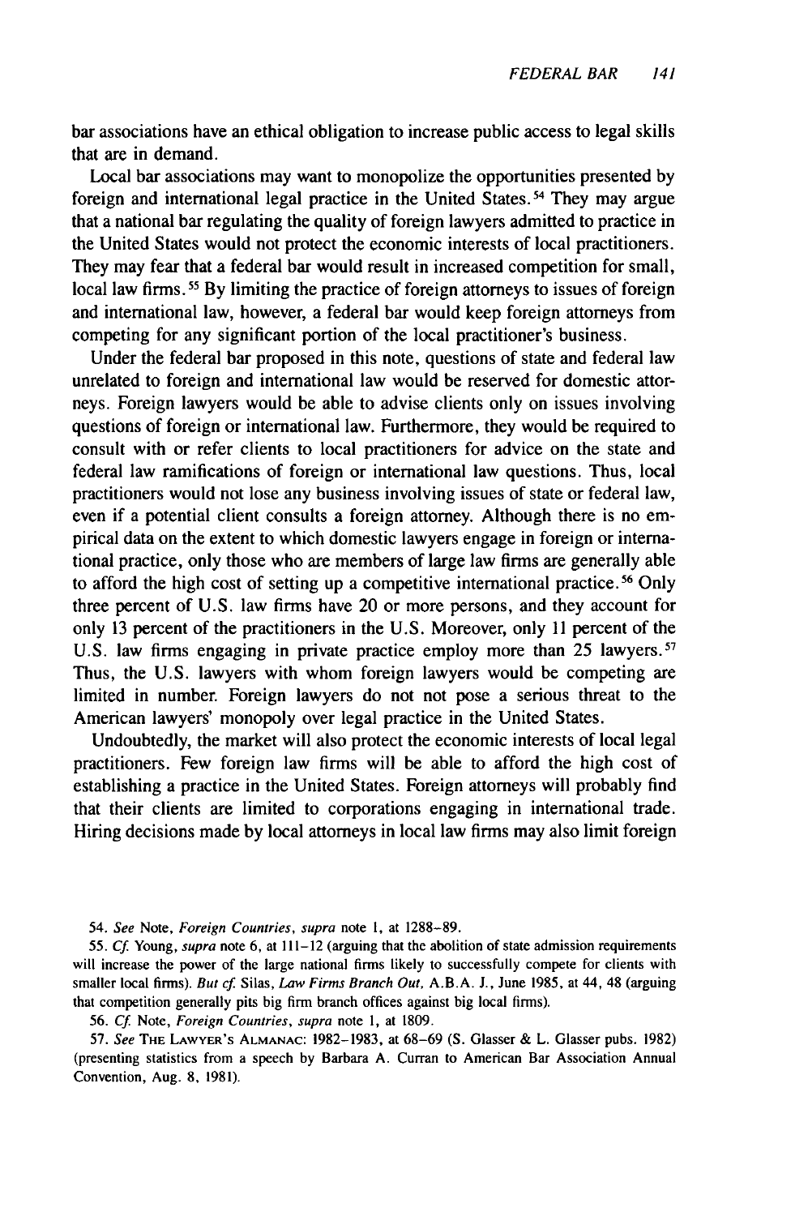bar associations have an ethical obligation to increase public access to legal skills that are in demand.

Local bar associations may want to monopolize the opportunities presented by foreign and international legal practice in the United States.[54] They may argue that a national bar regulating the quality of foreign lawyers admitted to practice in the United States would not protect the economic interests of local practitioners. They may fear that a federal bar would result in increased competition for small, local law firms.[55] By limiting the practice of foreign attorneys to issues of foreign and international law, however, a federal bar would keep foreign attorneys from competing for any significant portion of the local practitioner's business.

Under the federal bar proposed in this note, questions of state and federal law unrelated to foreign and international law would be reserved for domestic attorneys. Foreign lawyers would be able to advise clients only on issues involving questions of foreign or international law. Furthermore, they would be required to consult with or refer clients to local practitioners for advice on the state and federal law ramifications of foreign or international law questions. Thus, local practitioners would not lose any business involving issues of state or federal law, even if a potential client consults a foreign attorney. Although there is no empirical data on the extent to which domestic lawyers engage in foreign or international practice, only those who are members of large law firms are generally able to afford the high cost of setting up a competitive international practice.[56] Only three percent of U.S. law firms have 20 or more persons, and they account for only 13 percent of the practitioners in the U.S. Moreover, only 11 percent of the U.S. law firms engaging in private practice employ more than 25 lawyers.[57] Thus, the U.S. lawyers with whom foreign lawyers would be competing are limited in number. Foreign lawyers do not not pose a serious threat to the American lawyers' monopoly over legal practice in the United States.

Undoubtedly, the market will also protect the economic interests of local legal practitioners. Few foreign law firms will be able to afford the high cost of establishing a practice in the United States. Foreign attorneys will probably find that their clients are limited to corporations engaging in international trade. Hiring decisions made by local attorneys in local law firms may also limit foreign

54. *See* Note, *Foreign Countries*, *supra* note 1, at 1288–89.

55. *Cf.* Young, *supra* note 6, at 111–12 (arguing that the abolition of state admission requirements will increase the power of the large national firms likely to successfully compete for clients with smaller local firms). *But cf.* Silas, *Law Firms Branch Out*, A.B.A. J., June 1985, at 44, 48 (arguing that competition generally pits big firm branch offices against big local firms).

56. *Cf.* Note, *Foreign Countries*, *supra* note 1, at 1809.

57. *See* THE LAWYER'S ALMANAC: 1982–1983, at 68–69 (S. Glasser & L. Glasser pubs. 1982) (presenting statistics from a speech by Barbara A. Curran to American Bar Association Annual Convention, Aug. 8, 1981).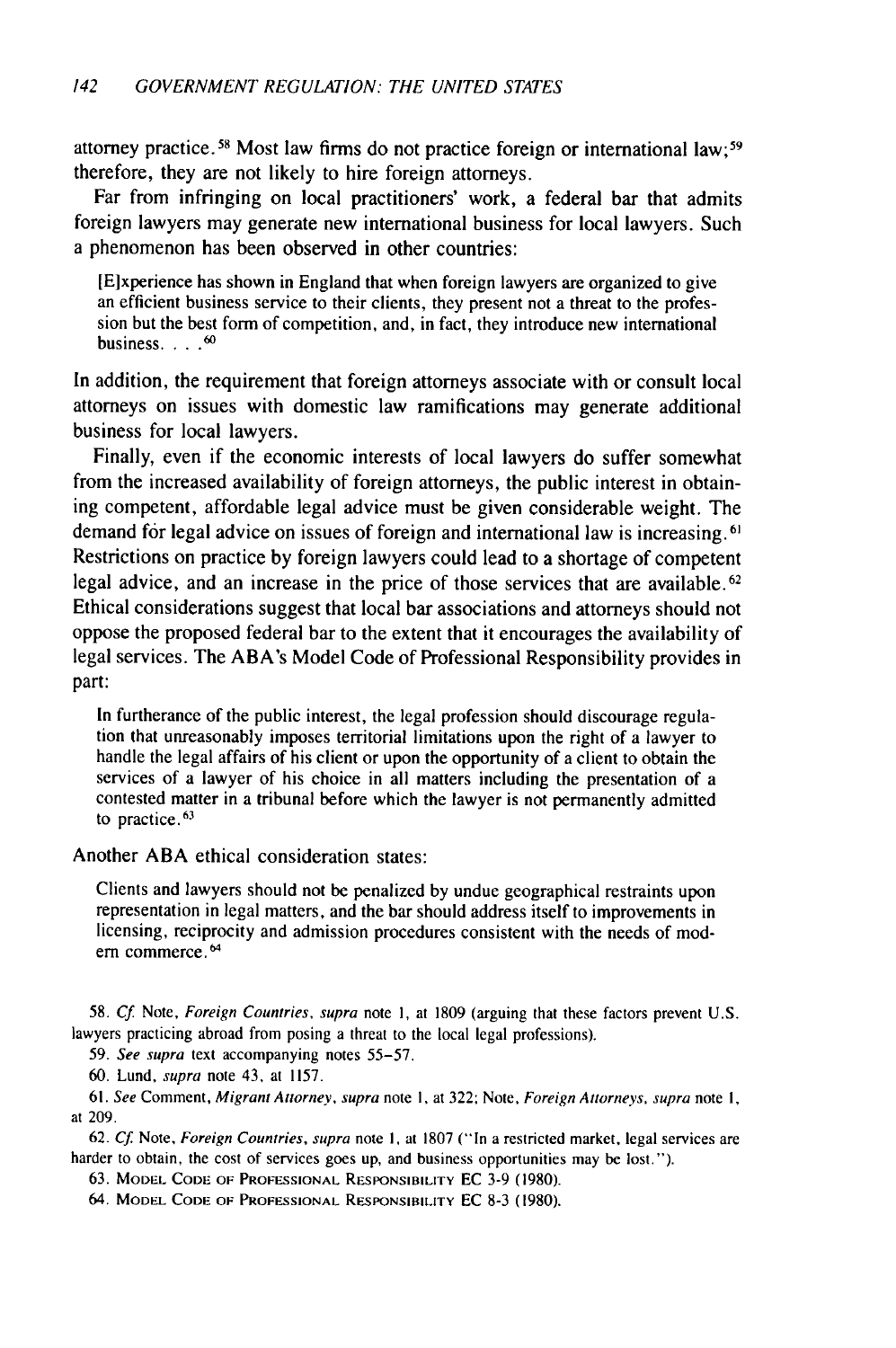attorney practice.[58] Most law firms do not practice foreign or international law;[59] therefore, they are not likely to hire foreign attorneys.

Far from infringing on local practitioners' work, a federal bar that admits foreign lawyers may generate new international business for local lawyers. Such a phenomenon has been observed in other countries:

> [E]xperience has shown in England that when foreign lawyers are organized to give an efficient business service to their clients, they present not a threat to the profession but the best form of competition, and, in fact, they introduce new international business. . . .[60]

In addition, the requirement that foreign attorneys associate with or consult local attorneys on issues with domestic law ramifications may generate additional business for local lawyers.

Finally, even if the economic interests of local lawyers do suffer somewhat from the increased availability of foreign attorneys, the public interest in obtaining competent, affordable legal advice must be given considerable weight. The demand for legal advice on issues of foreign and international law is increasing.[61] Restrictions on practice by foreign lawyers could lead to a shortage of competent legal advice, and an increase in the price of those services that are available.[62] Ethical considerations suggest that local bar associations and attorneys should not oppose the proposed federal bar to the extent that it encourages the availability of legal services. The ABA's Model Code of Professional Responsibility provides in part:

> In furtherance of the public interest, the legal profession should discourage regulation that unreasonably imposes territorial limitations upon the right of a lawyer to handle the legal affairs of his client or upon the opportunity of a client to obtain the services of a lawyer of his choice in all matters including the presentation of a contested matter in a tribunal before which the lawyer is not permanently admitted to practice.[63]

Another ABA ethical consideration states:

> Clients and lawyers should not be penalized by undue geographical restraints upon representation in legal matters, and the bar should address itself to improvements in licensing, reciprocity and admission procedures consistent with the needs of modern commerce.[64]

58. *Cf.* Note, *Foreign Countries*, *supra* note 1, at 1809 (arguing that these factors prevent U.S. lawyers practicing abroad from posing a threat to the local legal professions).

59. *See supra* text accompanying notes 55–57.

60. Lund, *supra* note 43, at 1157.

61. *See* Comment, *Migrant Attorney*, *supra* note 1, at 322; Note, *Foreign Attorneys*, *supra* note 1, at 209.

62. *Cf.* Note, *Foreign Countries*, *supra* note 1, at 1807 ("In a restricted market, legal services are harder to obtain, the cost of services goes up, and business opportunities may be lost.").

63. MODEL CODE OF PROFESSIONAL RESPONSIBILITY EC 3-9 (1980).

64. MODEL CODE OF PROFESSIONAL RESPONSIBILITY EC 8-3 (1980).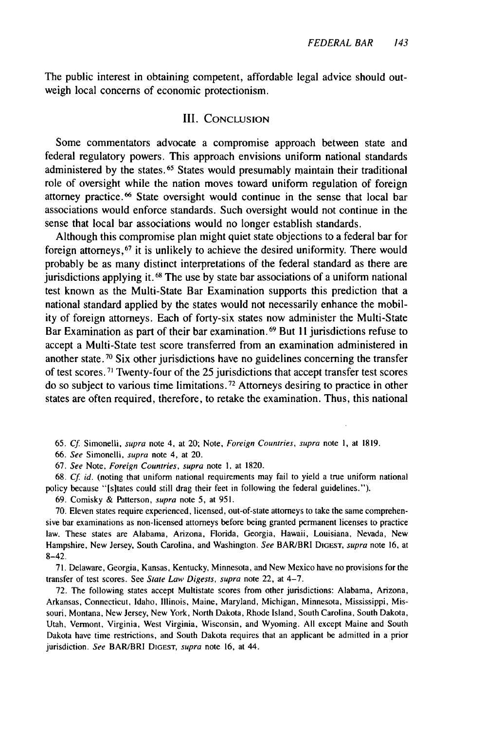The public interest in obtaining competent, affordable legal advice should outweigh local concerns of economic protectionism.

## III. Conclusion

Some commentators advocate a compromise approach between state and federal regulatory powers. This approach envisions uniform national standards administered by the states.[65] States would presumably maintain their traditional role of oversight while the nation moves toward uniform regulation of foreign attorney practice.[66] State oversight would continue in the sense that local bar associations would enforce standards. Such oversight would not continue in the sense that local bar associations would no longer establish standards.

Although this compromise plan might quiet state objections to a federal bar for foreign attorneys,[67] it is unlikely to achieve the desired uniformity. There would probably be as many distinct interpretations of the federal standard as there are jurisdictions applying it.[68] The use by state bar associations of a uniform national test known as the Multi-State Bar Examination supports this prediction that a national standard applied by the states would not necessarily enhance the mobility of foreign attorneys. Each of forty-six states now administer the Multi-State Bar Examination as part of their bar examination.[69] But 11 jurisdictions refuse to accept a Multi-State test score transferred from an examination administered in another state.[70] Six other jurisdictions have no guidelines concerning the transfer of test scores.[71] Twenty-four of the 25 jurisdictions that accept transfer test scores do so subject to various time limitations.[72] Attorneys desiring to practice in other states are often required, therefore, to retake the examination. Thus, this national

65. *Cf.* Simonelli, *supra* note 4, at 20; Note, *Foreign Countries*, *supra* note 1, at 1819.

66. *See* Simonelli, *supra* note 4, at 20.

67. *See* Note, *Foreign Countries*, *supra* note 1, at 1820.

68. *Cf. id.* (noting that uniform national requirements may fail to yield a true uniform national policy because "[s]tates could still drag their feet in following the federal guidelines.").

69. Comisky & Patterson, *supra* note 5, at 951.

70. Eleven states require experienced, licensed, out-of-state attorneys to take the same comprehensive bar examinations as non-licensed attorneys before being granted permanent licenses to practice law. These states are Alabama, Arizona, Florida, Georgia, Hawaii, Louisiana, Nevada, New Hampshire, New Jersey, South Carolina, and Washington. *See* BAR/BRI DIGEST, *supra* note 16, at 8–42.

71. Delaware, Georgia, Kansas, Kentucky, Minnesota, and New Mexico have no provisions for the transfer of test scores. See *State Law Digests*, *supra* note 22, at 4–7.

72. The following states accept Multistate scores from other jurisdictions: Alabama, Arizona, Arkansas, Connecticut, Idaho, Illinois, Maine, Maryland, Michigan, Minnesota, Mississippi, Missouri, Montana, New Jersey, New York, North Dakota, Rhode Island, South Carolina, South Dakota, Utah, Vermont, Virginia, West Virginia, Wisconsin, and Wyoming. All except Maine and South Dakota have time restrictions, and South Dakota requires that an applicant be admitted in a prior jurisdiction. *See* BAR/BRI DIGEST, *supra* note 16, at 44.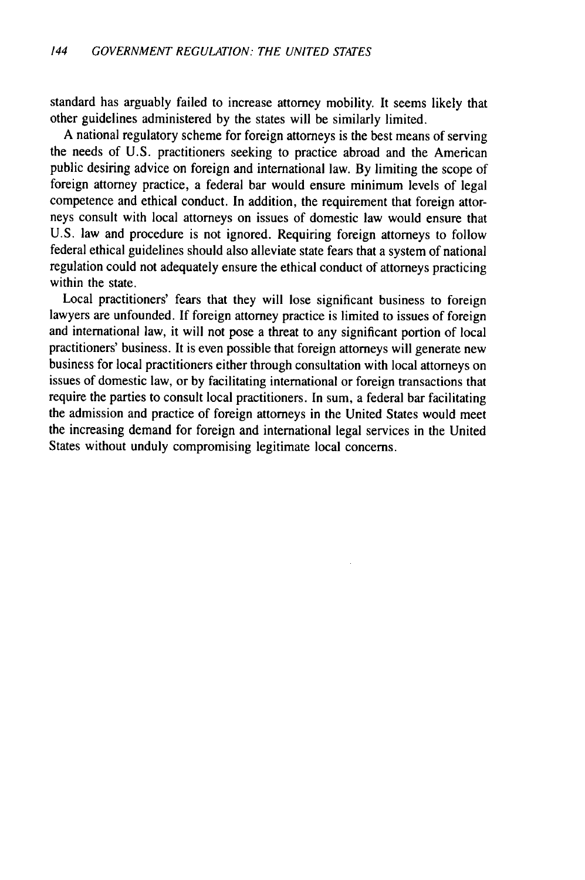standard has arguably failed to increase attorney mobility. It seems likely that other guidelines administered by the states will be similarly limited.

A national regulatory scheme for foreign attorneys is the best means of serving the needs of U.S. practitioners seeking to practice abroad and the American public desiring advice on foreign and international law. By limiting the scope of foreign attorney practice, a federal bar would ensure minimum levels of legal competence and ethical conduct. In addition, the requirement that foreign attorneys consult with local attorneys on issues of domestic law would ensure that U.S. law and procedure is not ignored. Requiring foreign attorneys to follow federal ethical guidelines should also alleviate state fears that a system of national regulation could not adequately ensure the ethical conduct of attorneys practicing within the state.

Local practitioners' fears that they will lose significant business to foreign lawyers are unfounded. If foreign attorney practice is limited to issues of foreign and international law, it will not pose a threat to any significant portion of local practitioners' business. It is even possible that foreign attorneys will generate new business for local practitioners either through consultation with local attorneys on issues of domestic law, or by facilitating international or foreign transactions that require the parties to consult local practitioners. In sum, a federal bar facilitating the admission and practice of foreign attorneys in the United States would meet the increasing demand for foreign and international legal services in the United States without unduly compromising legitimate local concerns.